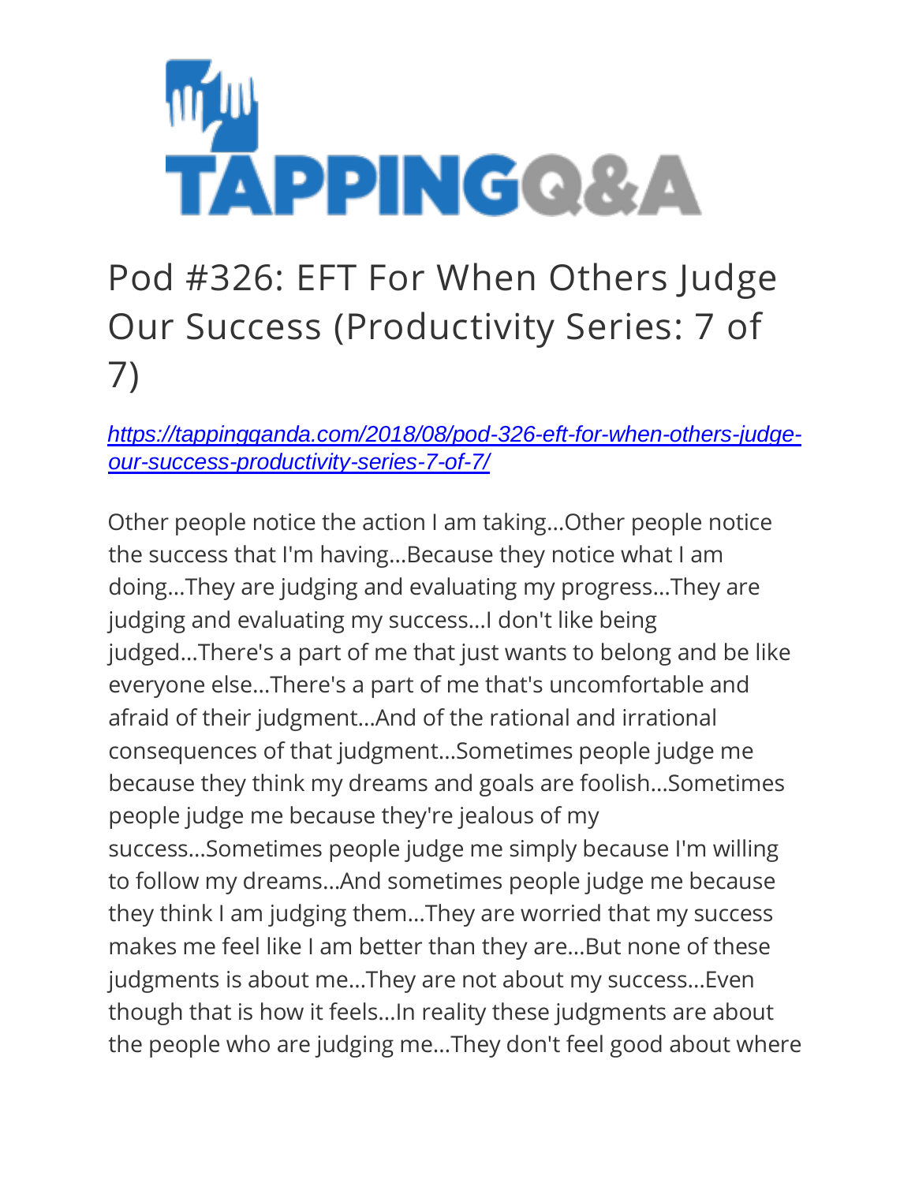# Pod #326: EFT For When Others Judge Our Success (Productivity Series: 7 of 7)

*[https://tappingqanda.com/2018/08/pod-326-eft-for-when-others-judge-our-success-productivity-series-7-of-7/](https://tappingqanda.com/2018/08/pod-326-eft-for-when-others-judge-our-success-productivity-series-7-of-7/)*

Other people notice the action I am taking...Other people notice the success that I'm having...Because they notice what I am doing...They are judging and evaluating my progress...They are judging and evaluating my success...I don't like being judged...There's a part of me that just wants to belong and be like everyone else...There's a part of me that's uncomfortable and afraid of their judgment...And of the rational and irrational consequences of that judgment...Sometimes people judge me because they think my dreams and goals are foolish...Sometimes people judge me because they're jealous of my success...Sometimes people judge me simply because I'm willing to follow my dreams...And sometimes people judge me because they think I am judging them...They are worried that my success makes me feel like I am better than they are...But none of these judgments is about me...They are not about my success...Even though that is how it feels...In reality these judgments are about the people who are judging me...They don't feel good about where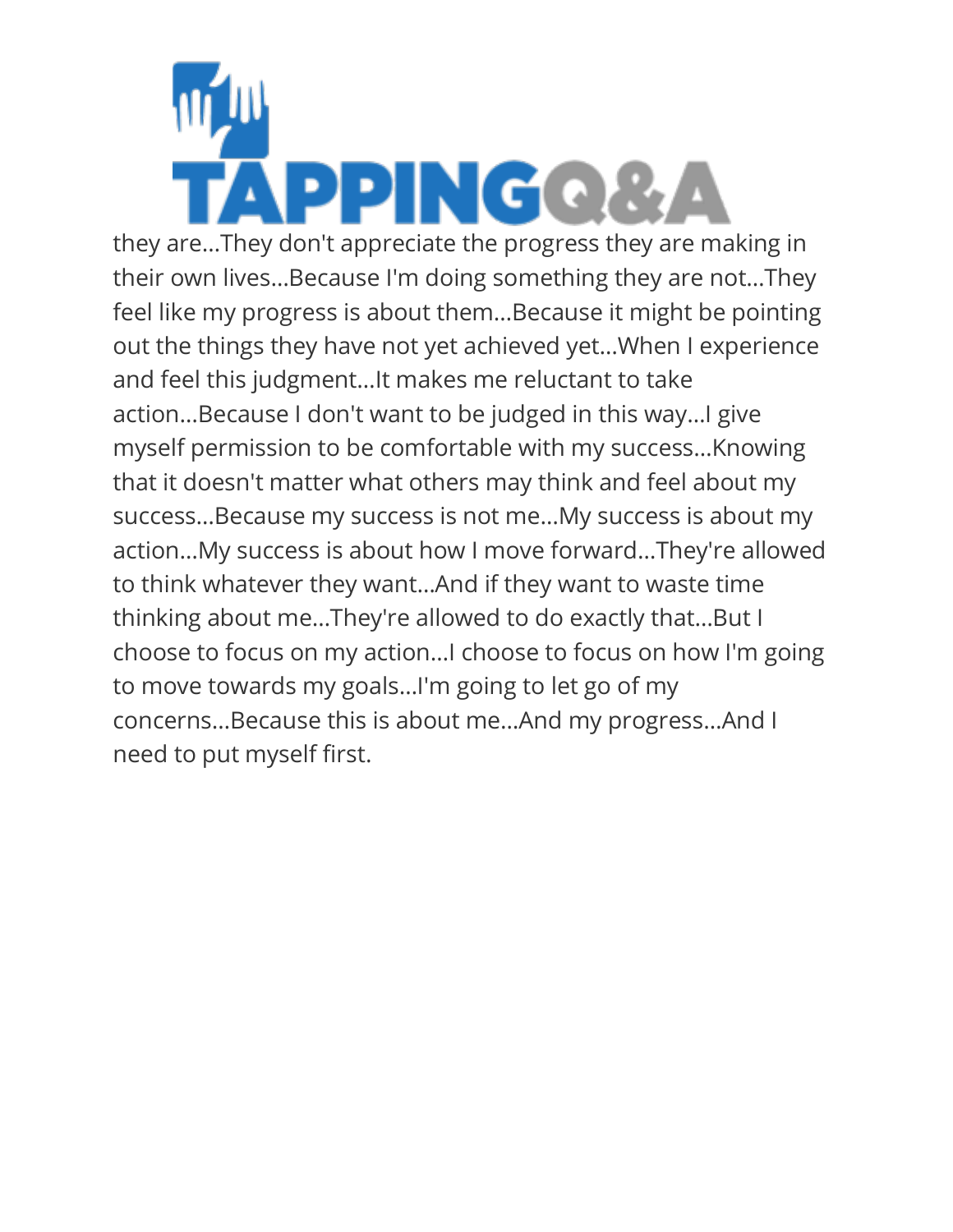they are...They don't appreciate the progress they are making in their own lives...Because I'm doing something they are not...They feel like my progress is about them...Because it might be pointing out the things they have not yet achieved yet...When I experience and feel this judgment...It makes me reluctant to take action...Because I don't want to be judged in this way...I give myself permission to be comfortable with my success...Knowing that it doesn't matter what others may think and feel about my success...Because my success is not me...My success is about my action...My success is about how I move forward...They're allowed to think whatever they want...And if they want to waste time thinking about me...They're allowed to do exactly that...But I choose to focus on my action...I choose to focus on how I'm going to move towards my goals...I'm going to let go of my concerns...Because this is about me...And my progress...And I need to put myself first.